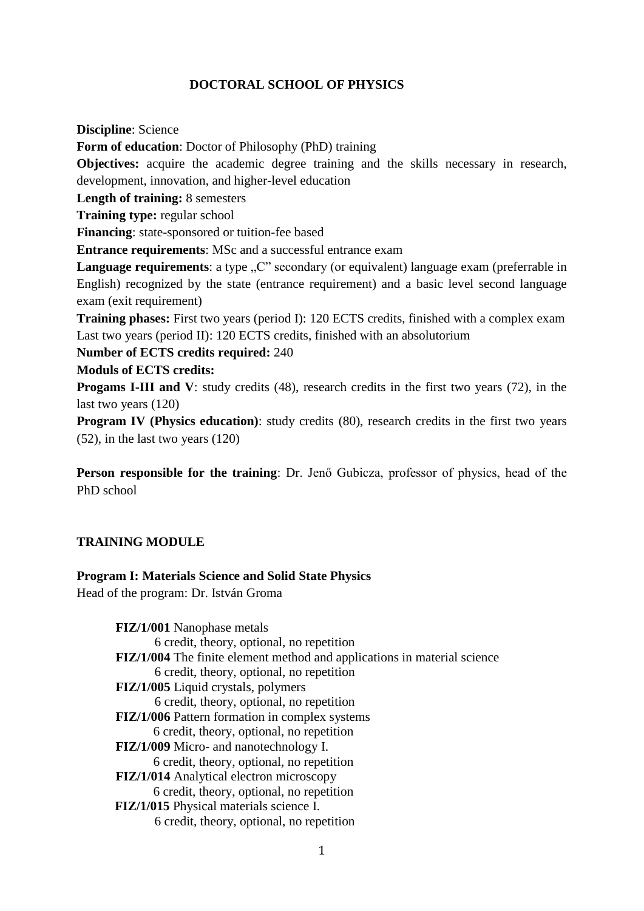# DOCTORAL SCHOOL OF PHYSICS

**Discipline**: Science

**Form of education**: Doctor of Philosophy (PhD) training

**Objectives:** acquire the academic degree training and the skills necessary in research, development, innovation, and higher-level education

**Length of training:** 8 semesters

**Training type:** regular school

**Financing**: state-sponsored or tuition-fee based

**Entrance requirements**: MSc and a successful entrance exam

**Language requirements**: a type „C" secondary (or equivalent) language exam (preferrable in English) recognized by the state (entrance requirement) and a basic level second language exam (exit requirement)

**Training phases:** First two years (period I): 120 ECTS credits, finished with a complex exam
Last two years (period II): 120 ECTS credits, finished with an absolutorium

**Number of ECTS credits required:** 240

**Moduls of ECTS credits:**

**Progams I-III and V**: study credits (48), research credits in the first two years (72), in the last two years (120)

**Program IV (Physics education)**: study credits (80), research credits in the first two years (52), in the last two years (120)

**Person responsible for the training**: Dr. Jenő Gubicza, professor of physics, head of the PhD school

## TRAINING MODULE

### Program I: Materials Science and Solid State Physics

Head of the program: Dr. István Groma

- **FIZ/1/001** Nanophase metals
  6 credit, theory, optional, no repetition
- **FIZ/1/004** The finite element method and applications in material science
  6 credit, theory, optional, no repetition
- **FIZ/1/005** Liquid crystals, polymers
  6 credit, theory, optional, no repetition
- **FIZ/1/006** Pattern formation in complex systems
  6 credit, theory, optional, no repetition
- **FIZ/1/009** Micro- and nanotechnology I.
  6 credit, theory, optional, no repetition
- **FIZ/1/014** Analytical electron microscopy
  6 credit, theory, optional, no repetition
- **FIZ/1/015** Physical materials science I.
  6 credit, theory, optional, no repetition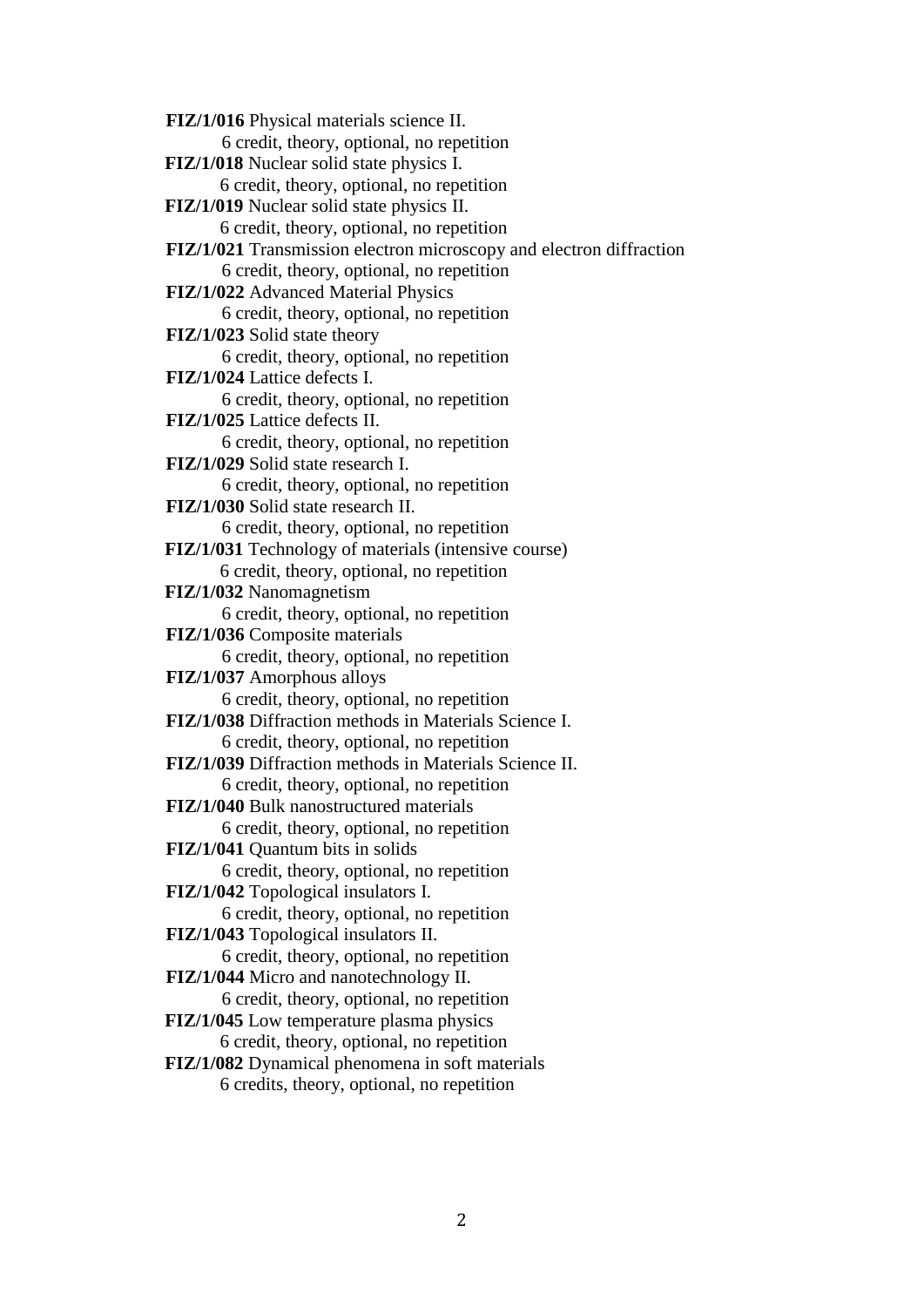**FIZ/1/016** Physical materials science II.
6 credit, theory, optional, no repetition

**FIZ/1/018** Nuclear solid state physics I.
6 credit, theory, optional, no repetition

**FIZ/1/019** Nuclear solid state physics II.
6 credit, theory, optional, no repetition

**FIZ/1/021** Transmission electron microscopy and electron diffraction
6 credit, theory, optional, no repetition

**FIZ/1/022** Advanced Material Physics
6 credit, theory, optional, no repetition

**FIZ/1/023** Solid state theory
6 credit, theory, optional, no repetition

**FIZ/1/024** Lattice defects I.
6 credit, theory, optional, no repetition

**FIZ/1/025** Lattice defects II.
6 credit, theory, optional, no repetition

**FIZ/1/029** Solid state research I.
6 credit, theory, optional, no repetition

**FIZ/1/030** Solid state research II.
6 credit, theory, optional, no repetition

**FIZ/1/031** Technology of materials (intensive course)
6 credit, theory, optional, no repetition

**FIZ/1/032** Nanomagnetism
6 credit, theory, optional, no repetition

**FIZ/1/036** Composite materials
6 credit, theory, optional, no repetition

**FIZ/1/037** Amorphous alloys
6 credit, theory, optional, no repetition

**FIZ/1/038** Diffraction methods in Materials Science I.
6 credit, theory, optional, no repetition

**FIZ/1/039** Diffraction methods in Materials Science II.
6 credit, theory, optional, no repetition

**FIZ/1/040** Bulk nanostructured materials
6 credit, theory, optional, no repetition

**FIZ/1/041** Quantum bits in solids
6 credit, theory, optional, no repetition

**FIZ/1/042** Topological insulators I.
6 credit, theory, optional, no repetition

**FIZ/1/043** Topological insulators II.
6 credit, theory, optional, no repetition

**FIZ/1/044** Micro and nanotechnology II.
6 credit, theory, optional, no repetition

**FIZ/1/045** Low temperature plasma physics
6 credit, theory, optional, no repetition

**FIZ/1/082** Dynamical phenomena in soft materials
6 credits, theory, optional, no repetition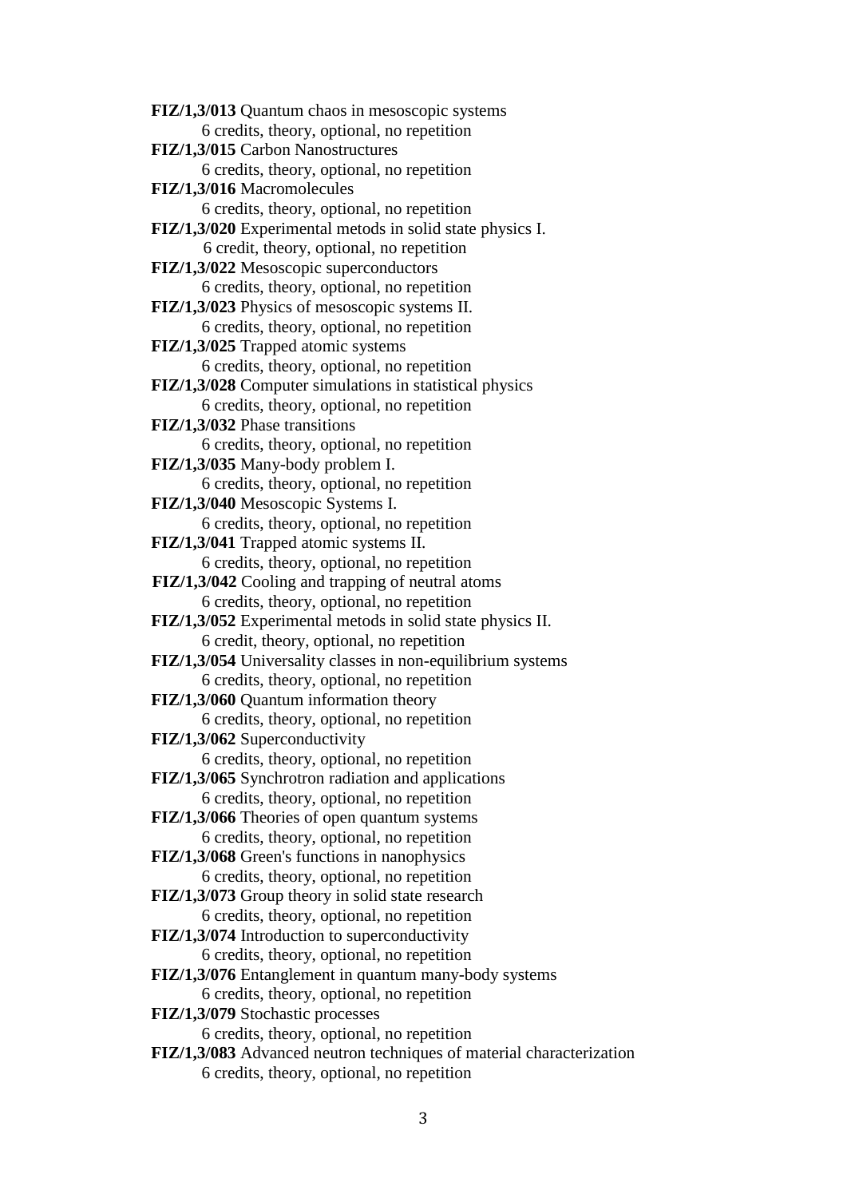**FIZ/1,3/013** Quantum chaos in mesoscopic systems
    6 credits, theory, optional, no repetition
**FIZ/1,3/015** Carbon Nanostructures
    6 credits, theory, optional, no repetition
**FIZ/1,3/016** Macromolecules
    6 credits, theory, optional, no repetition
**FIZ/1,3/020** Experimental metods in solid state physics I.
    6 credit, theory, optional, no repetition
**FIZ/1,3/022** Mesoscopic superconductors
    6 credits, theory, optional, no repetition
**FIZ/1,3/023** Physics of mesoscopic systems II.
    6 credits, theory, optional, no repetition
**FIZ/1,3/025** Trapped atomic systems
    6 credits, theory, optional, no repetition
**FIZ/1,3/028** Computer simulations in statistical physics
    6 credits, theory, optional, no repetition
**FIZ/1,3/032** Phase transitions
    6 credits, theory, optional, no repetition
**FIZ/1,3/035** Many-body problem I.
    6 credits, theory, optional, no repetition
**FIZ/1,3/040** Mesoscopic Systems I.
    6 credits, theory, optional, no repetition
**FIZ/1,3/041** Trapped atomic systems II.
    6 credits, theory, optional, no repetition
**FIZ/1,3/042** Cooling and trapping of neutral atoms
    6 credits, theory, optional, no repetition
**FIZ/1,3/052** Experimental metods in solid state physics II.
    6 credit, theory, optional, no repetition
**FIZ/1,3/054** Universality classes in non-equilibrium systems
    6 credits, theory, optional, no repetition
**FIZ/1,3/060** Quantum information theory
    6 credits, theory, optional, no repetition
**FIZ/1,3/062** Superconductivity
    6 credits, theory, optional, no repetition
**FIZ/1,3/065** Synchrotron radiation and applications
    6 credits, theory, optional, no repetition
**FIZ/1,3/066** Theories of open quantum systems
    6 credits, theory, optional, no repetition
**FIZ/1,3/068** Green's functions in nanophysics
    6 credits, theory, optional, no repetition
**FIZ/1,3/073** Group theory in solid state research
    6 credits, theory, optional, no repetition
**FIZ/1,3/074** Introduction to superconductivity
    6 credits, theory, optional, no repetition
**FIZ/1,3/076** Entanglement in quantum many-body systems
    6 credits, theory, optional, no repetition
**FIZ/1,3/079** Stochastic processes
    6 credits, theory, optional, no repetition
**FIZ/1,3/083** Advanced neutron techniques of material characterization
    6 credits, theory, optional, no repetition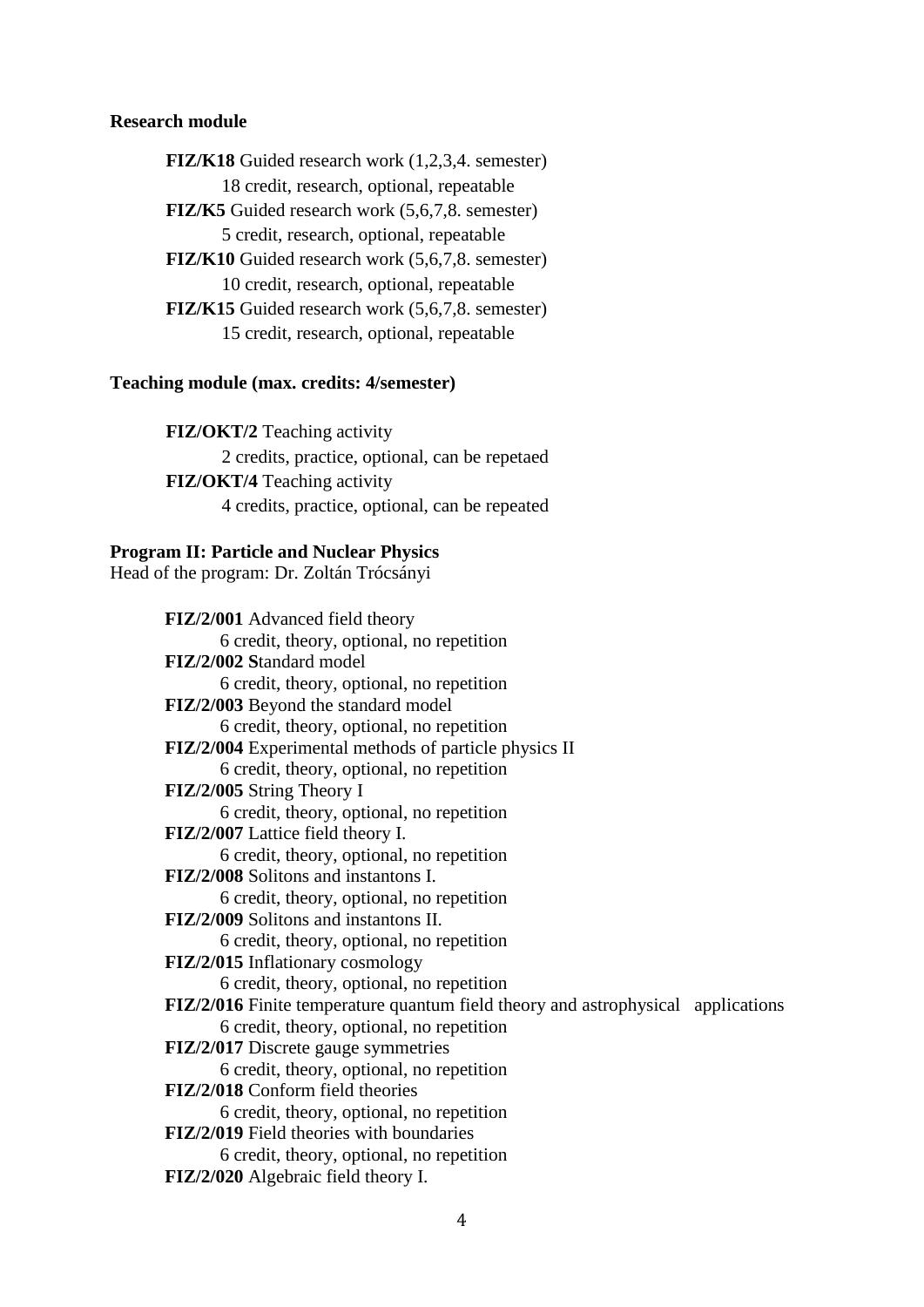**Research module**

**FIZ/K18** Guided research work (1,2,3,4. semester)
18 credit, research, optional, repeatable
**FIZ/K5** Guided research work (5,6,7,8. semester)
5 credit, research, optional, repeatable
**FIZ/K10** Guided research work (5,6,7,8. semester)
10 credit, research, optional, repeatable
**FIZ/K15** Guided research work (5,6,7,8. semester)
15 credit, research, optional, repeatable

**Teaching module (max. credits: 4/semester)**

**FIZ/OKT/2** Teaching activity
2 credits, practice, optional, can be repetaed
**FIZ/OKT/4** Teaching activity
4 credits, practice, optional, can be repeated

**Program II: Particle and Nuclear Physics**
Head of the program: Dr. Zoltán Trócsányi

**FIZ/2/001** Advanced field theory
6 credit, theory, optional, no repetition
**FIZ/2/002 S**tandard model
6 credit, theory, optional, no repetition
**FIZ/2/003** Beyond the standard model
6 credit, theory, optional, no repetition
**FIZ/2/004** Experimental methods of particle physics II
6 credit, theory, optional, no repetition
**FIZ/2/005** String Theory I
6 credit, theory, optional, no repetition
**FIZ/2/007** Lattice field theory I.
6 credit, theory, optional, no repetition
**FIZ/2/008** Solitons and instantons I.
6 credit, theory, optional, no repetition
**FIZ/2/009** Solitons and instantons II.
6 credit, theory, optional, no repetition
**FIZ/2/015** Inflationary cosmology
6 credit, theory, optional, no repetition
**FIZ/2/016** Finite temperature quantum field theory and astrophysical applications
6 credit, theory, optional, no repetition
**FIZ/2/017** Discrete gauge symmetries
6 credit, theory, optional, no repetition
**FIZ/2/018** Conform field theories
6 credit, theory, optional, no repetition
**FIZ/2/019** Field theories with boundaries
6 credit, theory, optional, no repetition
**FIZ/2/020** Algebraic field theory I.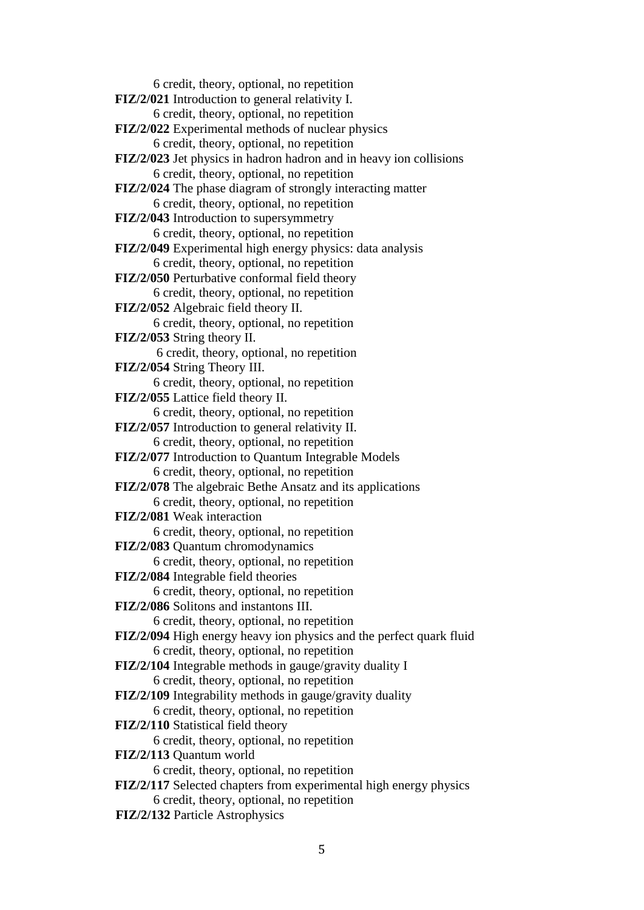6 credit, theory, optional, no repetition

**FIZ/2/021** Introduction to general relativity I.

6 credit, theory, optional, no repetition

**FIZ/2/022** Experimental methods of nuclear physics

6 credit, theory, optional, no repetition

**FIZ/2/023** Jet physics in hadron hadron and in heavy ion collisions

6 credit, theory, optional, no repetition

**FIZ/2/024** The phase diagram of strongly interacting matter

6 credit, theory, optional, no repetition

**FIZ/2/043** Introduction to supersymmetry

6 credit, theory, optional, no repetition

**FIZ/2/049** Experimental high energy physics: data analysis

6 credit, theory, optional, no repetition

**FIZ/2/050** Perturbative conformal field theory

6 credit, theory, optional, no repetition

**FIZ/2/052** Algebraic field theory II.

6 credit, theory, optional, no repetition

**FIZ/2/053** String theory II.

6 credit, theory, optional, no repetition

**FIZ/2/054** String Theory III.

6 credit, theory, optional, no repetition

**FIZ/2/055** Lattice field theory II.

6 credit, theory, optional, no repetition

**FIZ/2/057** Introduction to general relativity II.

6 credit, theory, optional, no repetition

**FIZ/2/077** Introduction to Quantum Integrable Models

6 credit, theory, optional, no repetition

**FIZ/2/078** The algebraic Bethe Ansatz and its applications

6 credit, theory, optional, no repetition

**FIZ/2/081** Weak interaction

6 credit, theory, optional, no repetition

**FIZ/2/083** Quantum chromodynamics

6 credit, theory, optional, no repetition

**FIZ/2/084** Integrable field theories

6 credit, theory, optional, no repetition

**FIZ/2/086** Solitons and instantons III.

6 credit, theory, optional, no repetition

**FIZ/2/094** High energy heavy ion physics and the perfect quark fluid

6 credit, theory, optional, no repetition

**FIZ/2/104** Integrable methods in gauge/gravity duality I

6 credit, theory, optional, no repetition

**FIZ/2/109** Integrability methods in gauge/gravity duality

6 credit, theory, optional, no repetition

**FIZ/2/110** Statistical field theory

6 credit, theory, optional, no repetition

**FIZ/2/113** Quantum world

6 credit, theory, optional, no repetition

**FIZ/2/117** Selected chapters from experimental high energy physics

6 credit, theory, optional, no repetition

**FIZ/2/132** Particle Astrophysics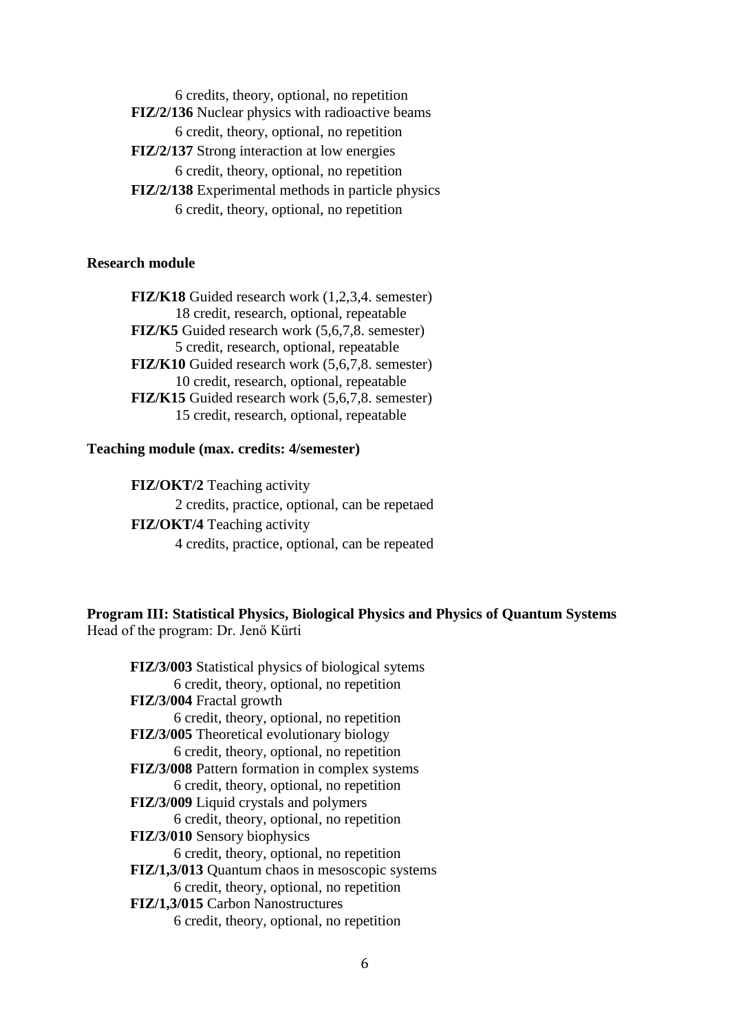6 credits, theory, optional, no repetition

**FIZ/2/136** Nuclear physics with radioactive beams
6 credit, theory, optional, no repetition

**FIZ/2/137** Strong interaction at low energies
6 credit, theory, optional, no repetition

**FIZ/2/138** Experimental methods in particle physics
6 credit, theory, optional, no repetition

**Research module**

**FIZ/K18** Guided research work (1,2,3,4. semester)
18 credit, research, optional, repeatable

**FIZ/K5** Guided research work (5,6,7,8. semester)
5 credit, research, optional, repeatable

**FIZ/K10** Guided research work (5,6,7,8. semester)
10 credit, research, optional, repeatable

**FIZ/K15** Guided research work (5,6,7,8. semester)
15 credit, research, optional, repeatable

**Teaching module (max. credits: 4/semester)**

**FIZ/OKT/2** Teaching activity
2 credits, practice, optional, can be repetaed

**FIZ/OKT/4** Teaching activity
4 credits, practice, optional, can be repeated

**Program III: Statistical Physics, Biological Physics and Physics of Quantum Systems**
Head of the program: Dr. Jenő Kürti

**FIZ/3/003** Statistical physics of biological sytems
6 credit, theory, optional, no repetition

**FIZ/3/004** Fractal growth
6 credit, theory, optional, no repetition

**FIZ/3/005** Theoretical evolutionary biology
6 credit, theory, optional, no repetition

**FIZ/3/008** Pattern formation in complex systems
6 credit, theory, optional, no repetition

**FIZ/3/009** Liquid crystals and polymers
6 credit, theory, optional, no repetition

**FIZ/3/010** Sensory biophysics
6 credit, theory, optional, no repetition

**FIZ/1,3/013** Quantum chaos in mesoscopic systems
6 credit, theory, optional, no repetition

**FIZ/1,3/015** Carbon Nanostructures
6 credit, theory, optional, no repetition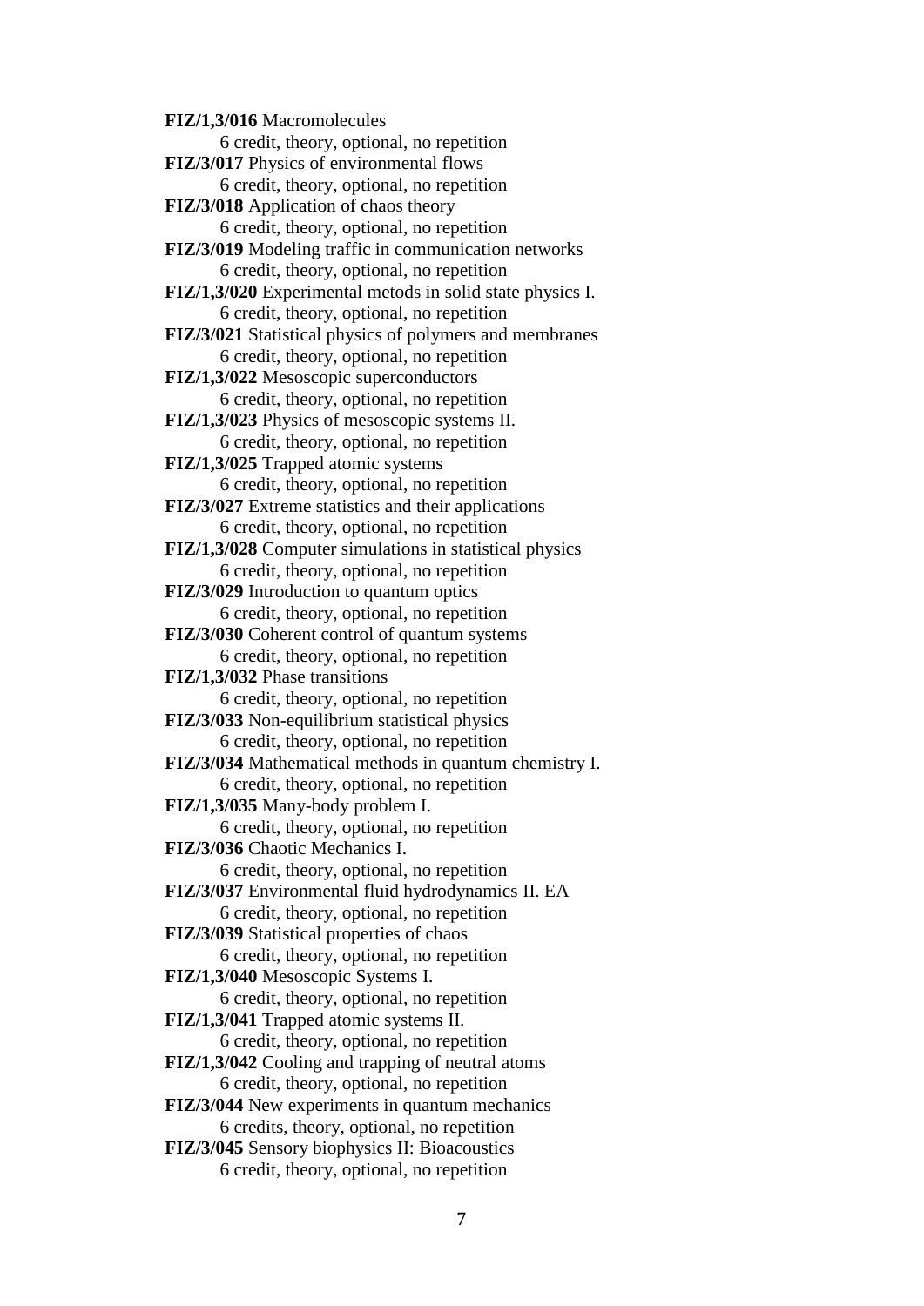**FIZ/1,3/016** Macromolecules
6 credit, theory, optional, no repetition

**FIZ/3/017** Physics of environmental flows
6 credit, theory, optional, no repetition

**FIZ/3/018** Application of chaos theory
6 credit, theory, optional, no repetition

**FIZ/3/019** Modeling traffic in communication networks
6 credit, theory, optional, no repetition

**FIZ/1,3/020** Experimental metods in solid state physics I.
6 credit, theory, optional, no repetition

**FIZ/3/021** Statistical physics of polymers and membranes
6 credit, theory, optional, no repetition

**FIZ/1,3/022** Mesoscopic superconductors
6 credit, theory, optional, no repetition

**FIZ/1,3/023** Physics of mesoscopic systems II.
6 credit, theory, optional, no repetition

**FIZ/1,3/025** Trapped atomic systems
6 credit, theory, optional, no repetition

**FIZ/3/027** Extreme statistics and their applications
6 credit, theory, optional, no repetition

**FIZ/1,3/028** Computer simulations in statistical physics
6 credit, theory, optional, no repetition

**FIZ/3/029** Introduction to quantum optics
6 credit, theory, optional, no repetition

**FIZ/3/030** Coherent control of quantum systems
6 credit, theory, optional, no repetition

**FIZ/1,3/032** Phase transitions
6 credit, theory, optional, no repetition

**FIZ/3/033** Non-equilibrium statistical physics
6 credit, theory, optional, no repetition

**FIZ/3/034** Mathematical methods in quantum chemistry I.
6 credit, theory, optional, no repetition

**FIZ/1,3/035** Many-body problem I.
6 credit, theory, optional, no repetition

**FIZ/3/036** Chaotic Mechanics I.
6 credit, theory, optional, no repetition

**FIZ/3/037** Environmental fluid hydrodynamics II. EA
6 credit, theory, optional, no repetition

**FIZ/3/039** Statistical properties of chaos
6 credit, theory, optional, no repetition

**FIZ/1,3/040** Mesoscopic Systems I.
6 credit, theory, optional, no repetition

**FIZ/1,3/041** Trapped atomic systems II.
6 credit, theory, optional, no repetition

**FIZ/1,3/042** Cooling and trapping of neutral atoms
6 credit, theory, optional, no repetition

**FIZ/3/044** New experiments in quantum mechanics
6 credits, theory, optional, no repetition

**FIZ/3/045** Sensory biophysics II: Bioacoustics
6 credit, theory, optional, no repetition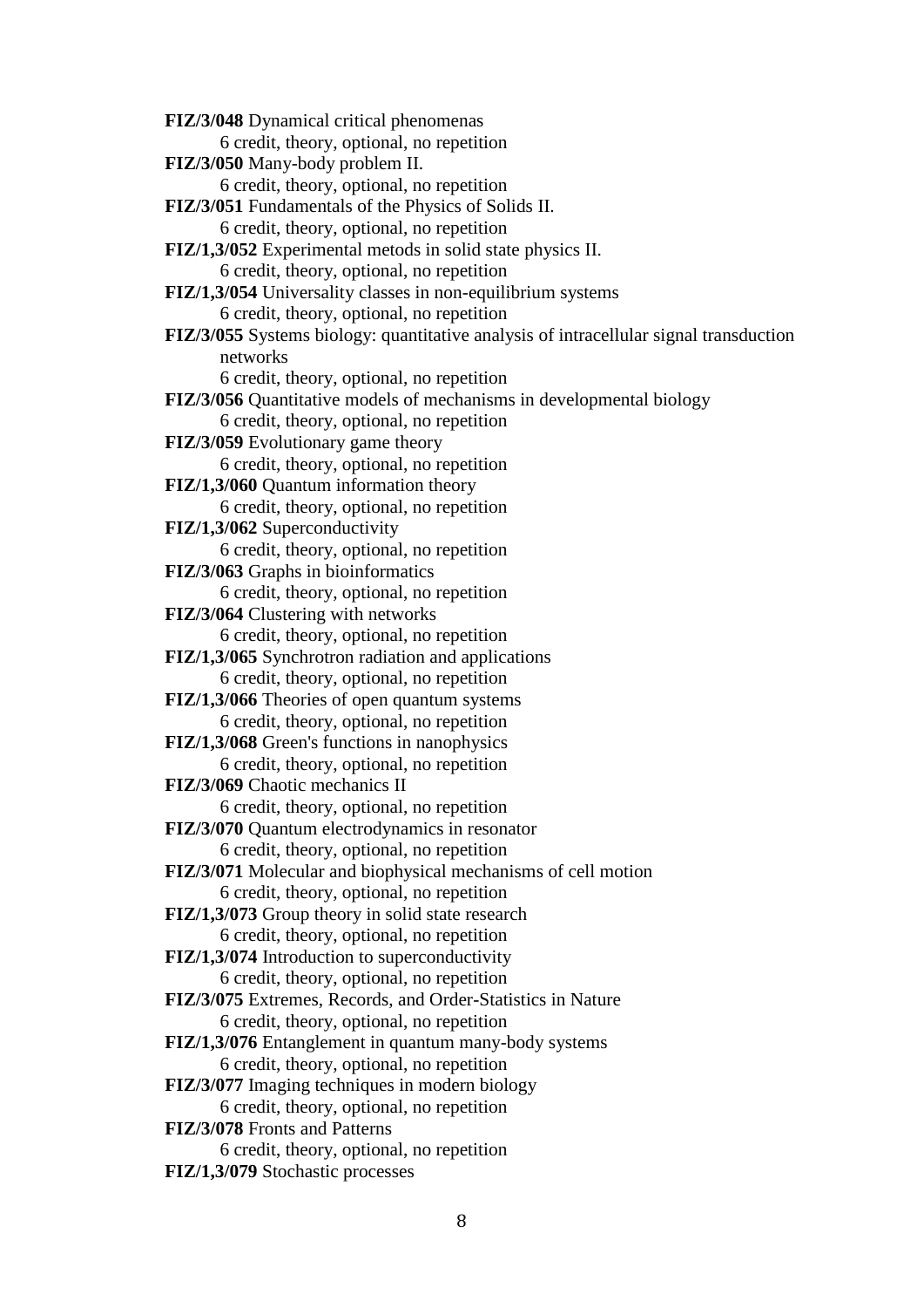**FIZ/3/048** Dynamical critical phenomenas
6 credit, theory, optional, no repetition

**FIZ/3/050** Many-body problem II.
6 credit, theory, optional, no repetition

**FIZ/3/051** Fundamentals of the Physics of Solids II.
6 credit, theory, optional, no repetition

**FIZ/1,3/052** Experimental metods in solid state physics II.
6 credit, theory, optional, no repetition

**FIZ/1,3/054** Universality classes in non-equilibrium systems
6 credit, theory, optional, no repetition

**FIZ/3/055** Systems biology: quantitative analysis of intracellular signal transduction networks
6 credit, theory, optional, no repetition

**FIZ/3/056** Quantitative models of mechanisms in developmental biology
6 credit, theory, optional, no repetition

**FIZ/3/059** Evolutionary game theory
6 credit, theory, optional, no repetition

**FIZ/1,3/060** Quantum information theory
6 credit, theory, optional, no repetition

**FIZ/1,3/062** Superconductivity
6 credit, theory, optional, no repetition

**FIZ/3/063** Graphs in bioinformatics
6 credit, theory, optional, no repetition

**FIZ/3/064** Clustering with networks
6 credit, theory, optional, no repetition

**FIZ/1,3/065** Synchrotron radiation and applications
6 credit, theory, optional, no repetition

**FIZ/1,3/066** Theories of open quantum systems
6 credit, theory, optional, no repetition

**FIZ/1,3/068** Green's functions in nanophysics
6 credit, theory, optional, no repetition

**FIZ/3/069** Chaotic mechanics II
6 credit, theory, optional, no repetition

**FIZ/3/070** Quantum electrodynamics in resonator
6 credit, theory, optional, no repetition

**FIZ/3/071** Molecular and biophysical mechanisms of cell motion
6 credit, theory, optional, no repetition

**FIZ/1,3/073** Group theory in solid state research
6 credit, theory, optional, no repetition

**FIZ/1,3/074** Introduction to superconductivity
6 credit, theory, optional, no repetition

**FIZ/3/075** Extremes, Records, and Order-Statistics in Nature
6 credit, theory, optional, no repetition

**FIZ/1,3/076** Entanglement in quantum many-body systems
6 credit, theory, optional, no repetition

**FIZ/3/077** Imaging techniques in modern biology
6 credit, theory, optional, no repetition

**FIZ/3/078** Fronts and Patterns
6 credit, theory, optional, no repetition

**FIZ/1,3/079** Stochastic processes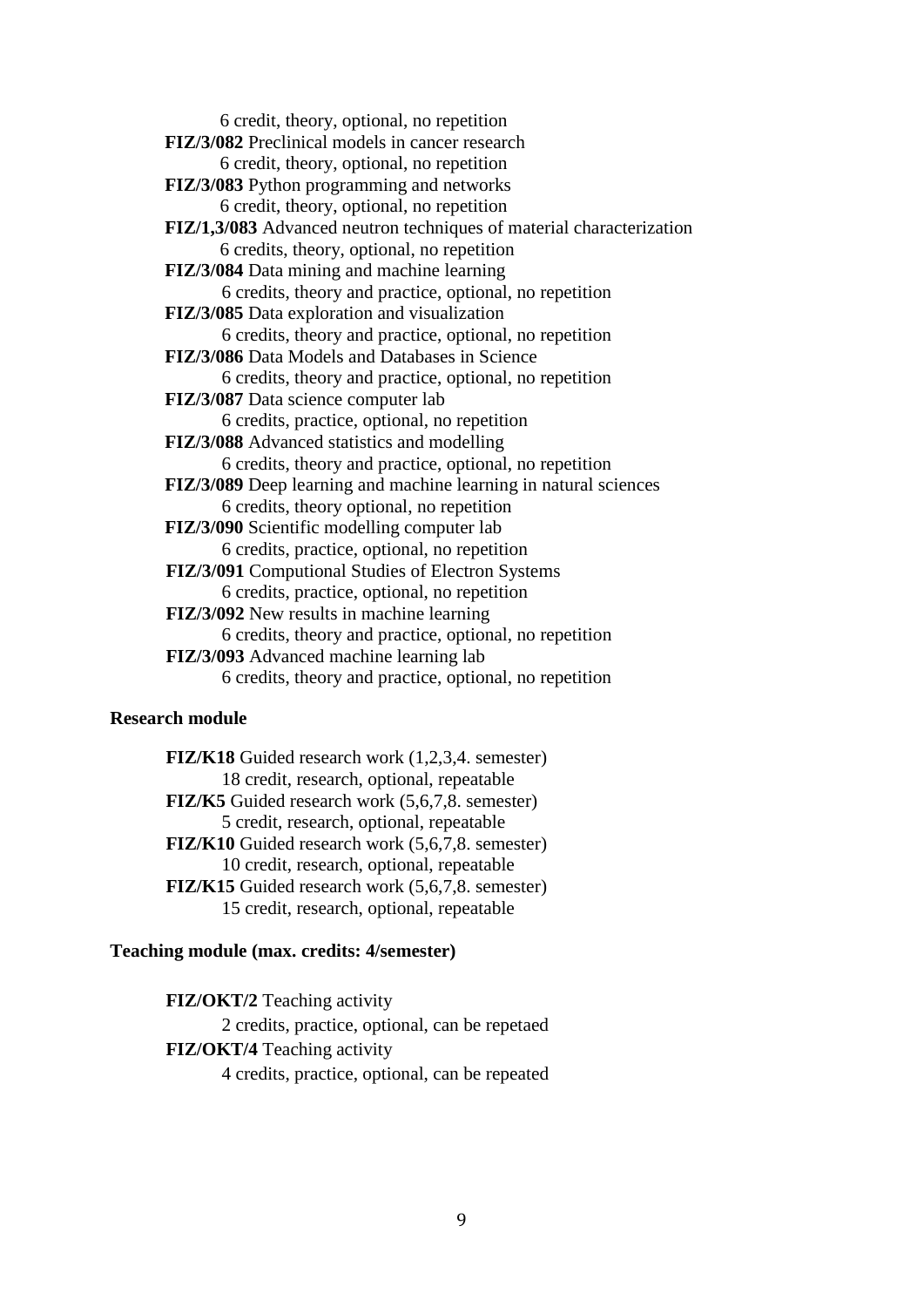6 credit, theory, optional, no repetition

**FIZ/3/082** Preclinical models in cancer research

6 credit, theory, optional, no repetition

**FIZ/3/083** Python programming and networks

6 credit, theory, optional, no repetition

**FIZ/1,3/083** Advanced neutron techniques of material characterization

6 credits, theory, optional, no repetition

**FIZ/3/084** Data mining and machine learning

6 credits, theory and practice, optional, no repetition

**FIZ/3/085** Data exploration and visualization

6 credits, theory and practice, optional, no repetition

**FIZ/3/086** Data Models and Databases in Science

6 credits, theory and practice, optional, no repetition

**FIZ/3/087** Data science computer lab

6 credits, practice, optional, no repetition

**FIZ/3/088** Advanced statistics and modelling

6 credits, theory and practice, optional, no repetition

**FIZ/3/089** Deep learning and machine learning in natural sciences

6 credits, theory optional, no repetition

**FIZ/3/090** Scientific modelling computer lab

6 credits, practice, optional, no repetition

**FIZ/3/091** Computional Studies of Electron Systems

6 credits, practice, optional, no repetition

**FIZ/3/092** New results in machine learning

6 credits, theory and practice, optional, no repetition

**FIZ/3/093** Advanced machine learning lab

6 credits, theory and practice, optional, no repetition

**Research module**

**FIZ/K18** Guided research work (1,2,3,4. semester)

18 credit, research, optional, repeatable

**FIZ/K5** Guided research work (5,6,7,8. semester)

5 credit, research, optional, repeatable

**FIZ/K10** Guided research work (5,6,7,8. semester)

10 credit, research, optional, repeatable

**FIZ/K15** Guided research work (5,6,7,8. semester)

15 credit, research, optional, repeatable

**Teaching module (max. credits: 4/semester)**

**FIZ/OKT/2** Teaching activity

2 credits, practice, optional, can be repetaed

**FIZ/OKT/4** Teaching activity

4 credits, practice, optional, can be repeated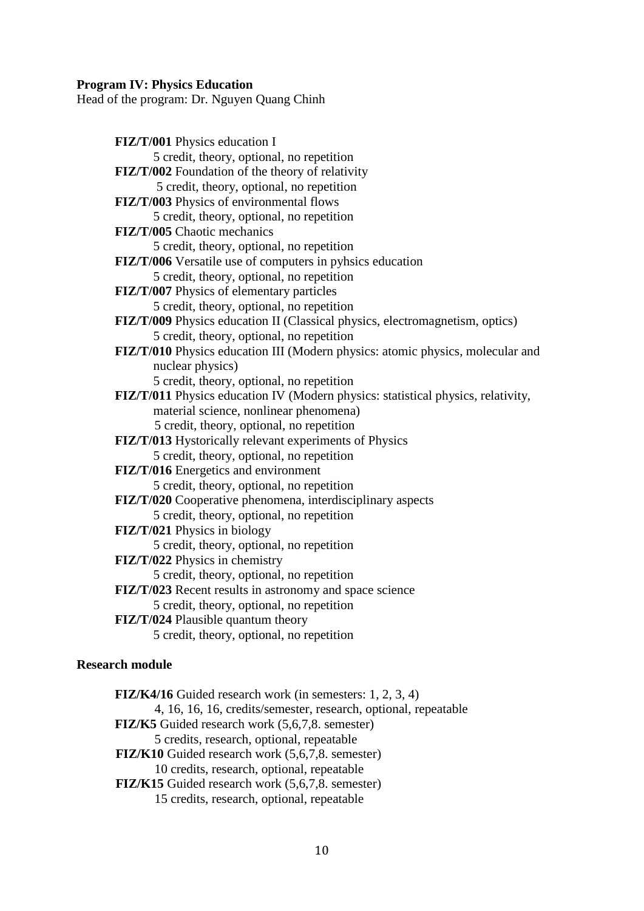**Program IV: Physics Education**

Head of the program: Dr. Nguyen Quang Chinh

- **FIZ/T/001** Physics education I
  5 credit, theory, optional, no repetition
- **FIZ/T/002** Foundation of the theory of relativity
  5 credit, theory, optional, no repetition
- **FIZ/T/003** Physics of environmental flows
  5 credit, theory, optional, no repetition
- **FIZ/T/005** Chaotic mechanics
  5 credit, theory, optional, no repetition
- **FIZ/T/006** Versatile use of computers in pyhsics education
  5 credit, theory, optional, no repetition
- **FIZ/T/007** Physics of elementary particles
  5 credit, theory, optional, no repetition
- **FIZ/T/009** Physics education II (Classical physics, electromagnetism, optics)
  5 credit, theory, optional, no repetition
- **FIZ/T/010** Physics education III (Modern physics: atomic physics, molecular and nuclear physics)
  5 credit, theory, optional, no repetition
- **FIZ/T/011** Physics education IV (Modern physics: statistical physics, relativity, material science, nonlinear phenomena)
  5 credit, theory, optional, no repetition
- **FIZ/T/013** Hystorically relevant experiments of Physics
  5 credit, theory, optional, no repetition
- **FIZ/T/016** Energetics and environment
  5 credit, theory, optional, no repetition
- **FIZ/T/020** Cooperative phenomena, interdisciplinary aspects
  5 credit, theory, optional, no repetition
- **FIZ/T/021** Physics in biology
  5 credit, theory, optional, no repetition
- **FIZ/T/022** Physics in chemistry
  5 credit, theory, optional, no repetition
- **FIZ/T/023** Recent results in astronomy and space science
  5 credit, theory, optional, no repetition
- **FIZ/T/024** Plausible quantum theory
  5 credit, theory, optional, no repetition

**Research module**

- **FIZ/K4/16** Guided research work (in semesters: 1, 2, 3, 4)
  4, 16, 16, 16, credits/semester, research, optional, repeatable
- **FIZ/K5** Guided research work (5,6,7,8. semester)
  5 credits, research, optional, repeatable
- **FIZ/K10** Guided research work (5,6,7,8. semester)
  10 credits, research, optional, repeatable
- **FIZ/K15** Guided research work (5,6,7,8. semester)
  15 credits, research, optional, repeatable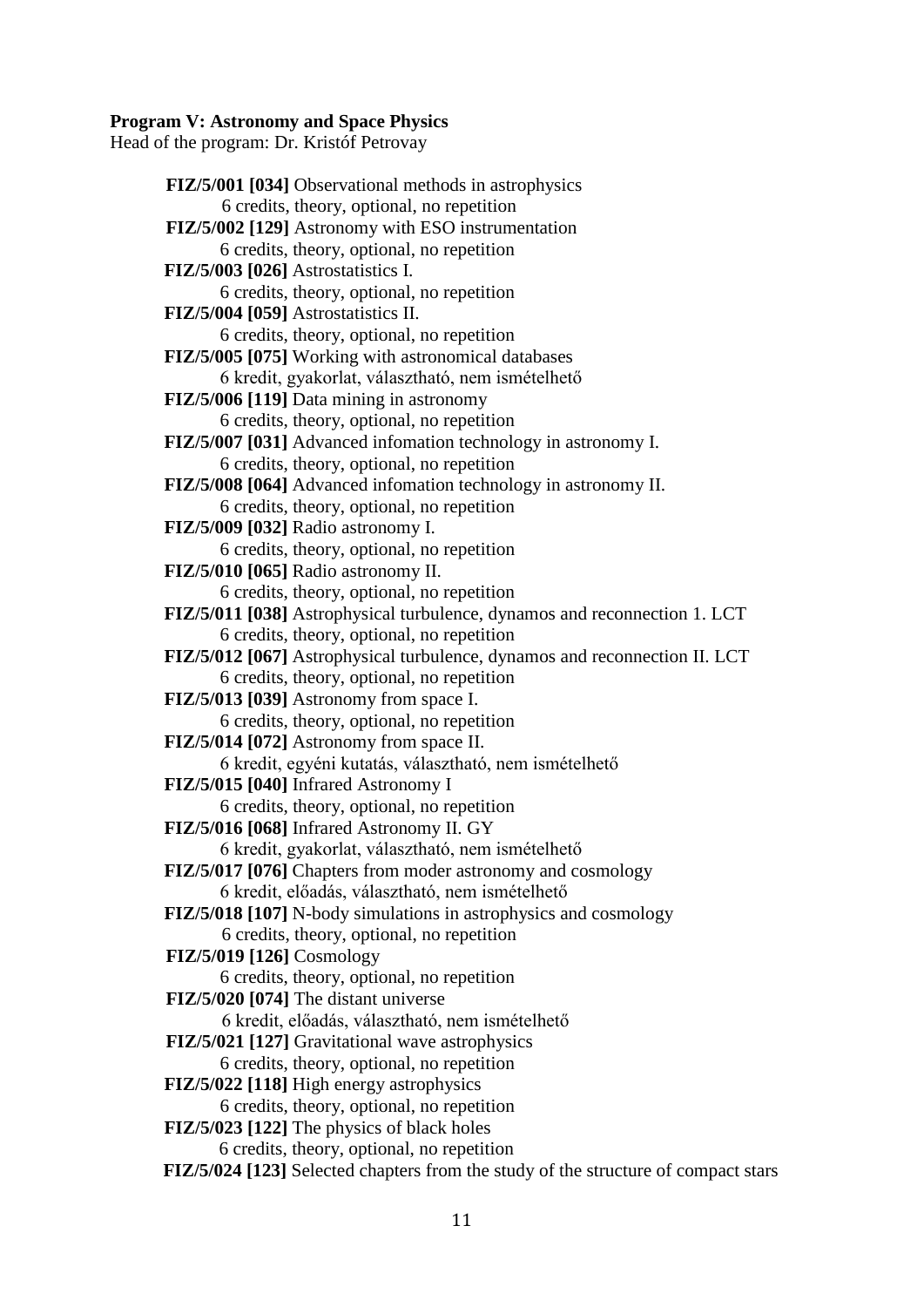**Program V: Astronomy and Space Physics**
Head of the program: Dr. Kristóf Petrovay

**FIZ/5/001 [034]** Observational methods in astrophysics
6 credits, theory, optional, no repetition

**FIZ/5/002 [129]** Astronomy with ESO instrumentation
6 credits, theory, optional, no repetition

**FIZ/5/003 [026]** Astrostatistics I.
6 credits, theory, optional, no repetition

**FIZ/5/004 [059]** Astrostatistics II.
6 credits, theory, optional, no repetition

**FIZ/5/005 [075]** Working with astronomical databases
6 kredit, gyakorlat, választható, nem ismételhető

**FIZ/5/006 [119]** Data mining in astronomy
6 credits, theory, optional, no repetition

**FIZ/5/007 [031]** Advanced infomation technology in astronomy I.
6 credits, theory, optional, no repetition

**FIZ/5/008 [064]** Advanced infomation technology in astronomy II.
6 credits, theory, optional, no repetition

**FIZ/5/009 [032]** Radio astronomy I.
6 credits, theory, optional, no repetition

**FIZ/5/010 [065]** Radio astronomy II.
6 credits, theory, optional, no repetition

**FIZ/5/011 [038]** Astrophysical turbulence, dynamos and reconnection 1. LCT
6 credits, theory, optional, no repetition

**FIZ/5/012 [067]** Astrophysical turbulence, dynamos and reconnection II. LCT
6 credits, theory, optional, no repetition

**FIZ/5/013 [039]** Astronomy from space I.
6 credits, theory, optional, no repetition

**FIZ/5/014 [072]** Astronomy from space II.
6 kredit, egyéni kutatás, választható, nem ismételhető

**FIZ/5/015 [040]** Infrared Astronomy I
6 credits, theory, optional, no repetition

**FIZ/5/016 [068]** Infrared Astronomy II. GY
6 kredit, gyakorlat, választható, nem ismételhető

**FIZ/5/017 [076]** Chapters from moder astronomy and cosmology
6 kredit, előadás, választható, nem ismételhető

**FIZ/5/018 [107]** N-body simulations in astrophysics and cosmology
6 credits, theory, optional, no repetition

**FIZ/5/019 [126]** Cosmology
6 credits, theory, optional, no repetition

**FIZ/5/020 [074]** The distant universe
6 kredit, előadás, választható, nem ismételhető

**FIZ/5/021 [127]** Gravitational wave astrophysics
6 credits, theory, optional, no repetition

**FIZ/5/022 [118]** High energy astrophysics
6 credits, theory, optional, no repetition

**FIZ/5/023 [122]** The physics of black holes
6 credits, theory, optional, no repetition

**FIZ/5/024 [123]** Selected chapters from the study of the structure of compact stars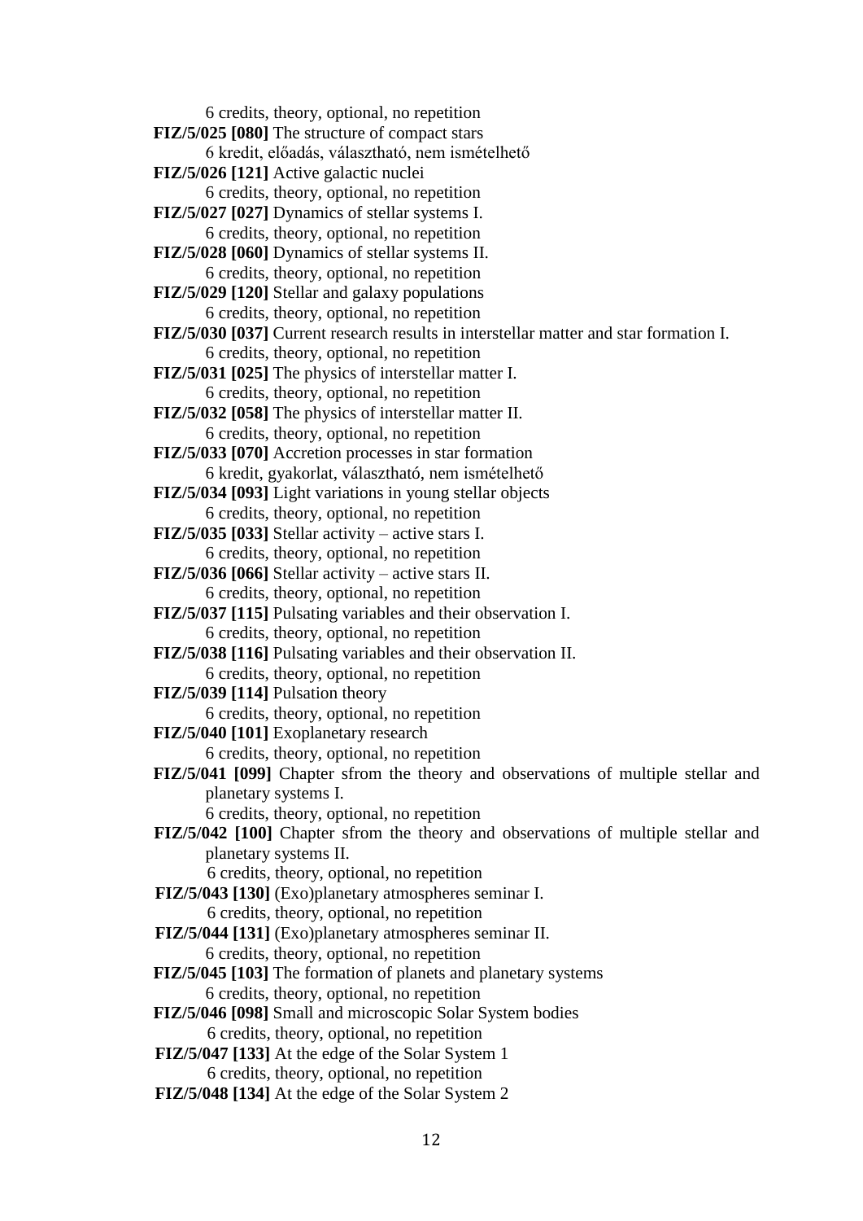6 credits, theory, optional, no repetition

**FIZ/5/025 [080]** The structure of compact stars
6 kredit, előadás, választható, nem ismételhető

**FIZ/5/026 [121]** Active galactic nuclei
6 credits, theory, optional, no repetition

**FIZ/5/027 [027]** Dynamics of stellar systems I.
6 credits, theory, optional, no repetition

**FIZ/5/028 [060]** Dynamics of stellar systems II.
6 credits, theory, optional, no repetition

**FIZ/5/029 [120]** Stellar and galaxy populations
6 credits, theory, optional, no repetition

**FIZ/5/030 [037]** Current research results in interstellar matter and star formation I.
6 credits, theory, optional, no repetition

**FIZ/5/031 [025]** The physics of interstellar matter I.
6 credits, theory, optional, no repetition

**FIZ/5/032 [058]** The physics of interstellar matter II.
6 credits, theory, optional, no repetition

**FIZ/5/033 [070]** Accretion processes in star formation
6 kredit, gyakorlat, választható, nem ismételhető

**FIZ/5/034 [093]** Light variations in young stellar objects
6 credits, theory, optional, no repetition

**FIZ/5/035 [033]** Stellar activity – active stars I.
6 credits, theory, optional, no repetition

**FIZ/5/036 [066]** Stellar activity – active stars II.
6 credits, theory, optional, no repetition

**FIZ/5/037 [115]** Pulsating variables and their observation I.
6 credits, theory, optional, no repetition

**FIZ/5/038 [116]** Pulsating variables and their observation II.
6 credits, theory, optional, no repetition

**FIZ/5/039 [114]** Pulsation theory
6 credits, theory, optional, no repetition

**FIZ/5/040 [101]** Exoplanetary research
6 credits, theory, optional, no repetition

**FIZ/5/041 [099]** Chapter sfrom the theory and observations of multiple stellar and planetary systems I.
6 credits, theory, optional, no repetition

**FIZ/5/042 [100]** Chapter sfrom the theory and observations of multiple stellar and planetary systems II.
6 credits, theory, optional, no repetition

**FIZ/5/043 [130]** (Exo)planetary atmospheres seminar I.
6 credits, theory, optional, no repetition

**FIZ/5/044 [131]** (Exo)planetary atmospheres seminar II.
6 credits, theory, optional, no repetition

**FIZ/5/045 [103]** The formation of planets and planetary systems
6 credits, theory, optional, no repetition

**FIZ/5/046 [098]** Small and microscopic Solar System bodies
6 credits, theory, optional, no repetition

**FIZ/5/047 [133]** At the edge of the Solar System 1
6 credits, theory, optional, no repetition

**FIZ/5/048 [134]** At the edge of the Solar System 2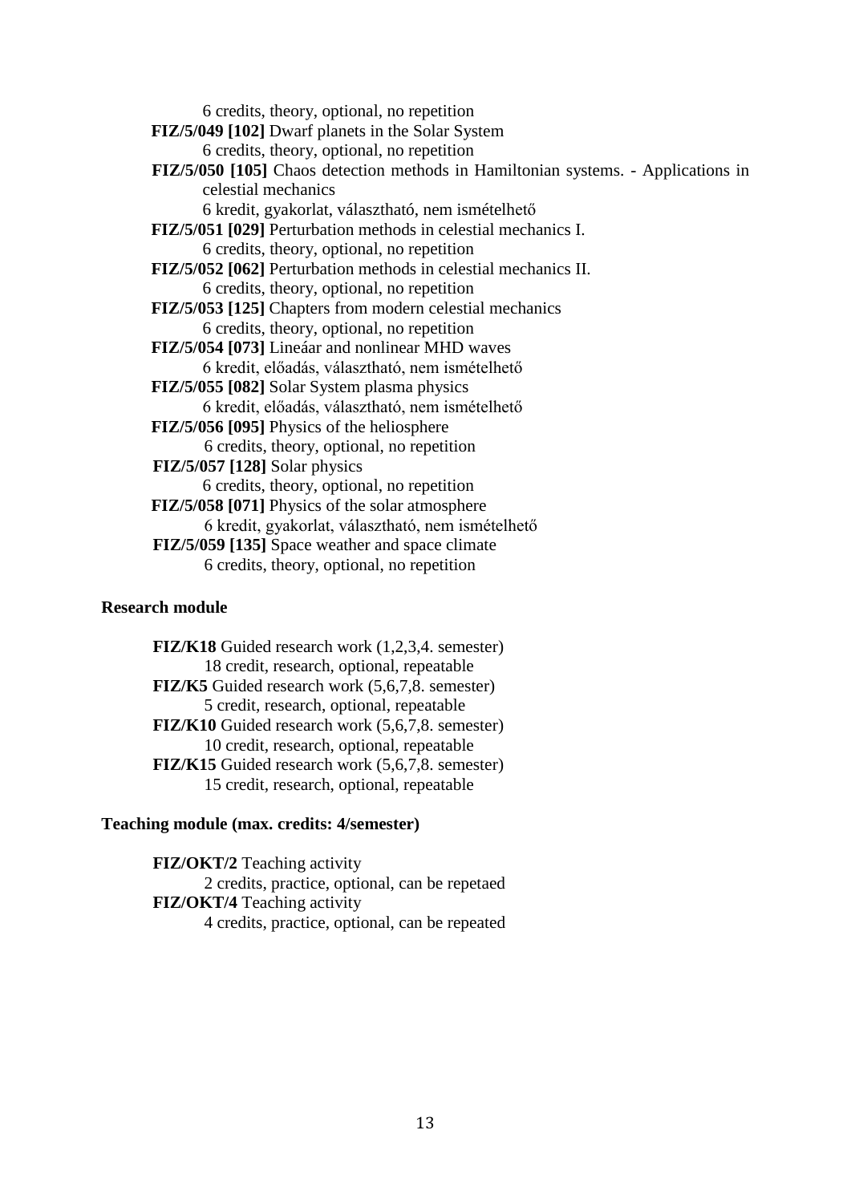6 credits, theory, optional, no repetition

**FIZ/5/049 [102]** Dwarf planets in the Solar System

6 credits, theory, optional, no repetition

**FIZ/5/050 [105]** Chaos detection methods in Hamiltonian systems. - Applications in celestial mechanics

6 kredit, gyakorlat, választható, nem ismételhető

**FIZ/5/051 [029]** Perturbation methods in celestial mechanics I.

6 credits, theory, optional, no repetition

**FIZ/5/052 [062]** Perturbation methods in celestial mechanics II.

6 credits, theory, optional, no repetition

**FIZ/5/053 [125]** Chapters from modern celestial mechanics

6 credits, theory, optional, no repetition

**FIZ/5/054 [073]** Lineáar and nonlinear MHD waves

6 kredit, előadás, választható, nem ismételhető

**FIZ/5/055 [082]** Solar System plasma physics

6 kredit, előadás, választható, nem ismételhető

**FIZ/5/056 [095]** Physics of the heliosphere

6 credits, theory, optional, no repetition

**FIZ/5/057 [128]** Solar physics

6 credits, theory, optional, no repetition

**FIZ/5/058 [071]** Physics of the solar atmosphere

6 kredit, gyakorlat, választható, nem ismételhető

**FIZ/5/059 [135]** Space weather and space climate

6 credits, theory, optional, no repetition

**Research module**

**FIZ/K18** Guided research work (1,2,3,4. semester)

18 credit, research, optional, repeatable

**FIZ/K5** Guided research work (5,6,7,8. semester)

5 credit, research, optional, repeatable

**FIZ/K10** Guided research work (5,6,7,8. semester)

10 credit, research, optional, repeatable

**FIZ/K15** Guided research work (5,6,7,8. semester)

15 credit, research, optional, repeatable

**Teaching module (max. credits: 4/semester)**

**FIZ/OKT/2** Teaching activity

2 credits, practice, optional, can be repetaed

**FIZ/OKT/4** Teaching activity

4 credits, practice, optional, can be repeated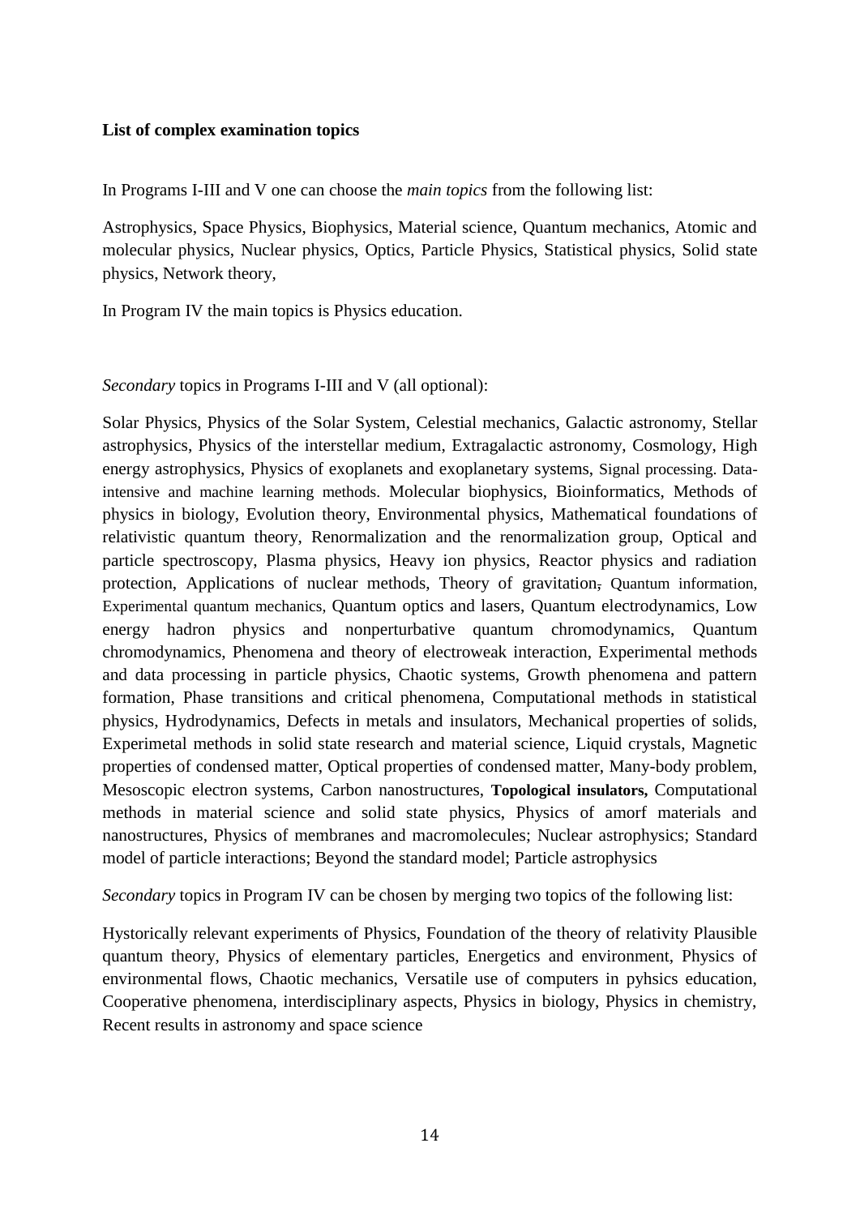**List of complex examination topics**

In Programs I-III and V one can choose the *main topics* from the following list:

Astrophysics, Space Physics, Biophysics, Material science, Quantum mechanics, Atomic and molecular physics, Nuclear physics, Optics, Particle Physics, Statistical physics, Solid state physics, Network theory,

In Program IV the main topics is Physics education.

*Secondary* topics in Programs I-III and V (all optional):

Solar Physics, Physics of the Solar System, Celestial mechanics, Galactic astronomy, Stellar astrophysics, Physics of the interstellar medium, Extragalactic astronomy, Cosmology, High energy astrophysics, Physics of exoplanets and exoplanetary systems, Signal processing. Data-intensive and machine learning methods. Molecular biophysics, Bioinformatics, Methods of physics in biology, Evolution theory, Environmental physics, Mathematical foundations of relativistic quantum theory, Renormalization and the renormalization group, Optical and particle spectroscopy, Plasma physics, Heavy ion physics, Reactor physics and radiation protection, Applications of nuclear methods, Theory of gravitation, Quantum information, Experimental quantum mechanics, Quantum optics and lasers, Quantum electrodynamics, Low energy hadron physics and nonperturbative quantum chromodynamics, Quantum chromodynamics, Phenomena and theory of electroweak interaction, Experimental methods and data processing in particle physics, Chaotic systems, Growth phenomena and pattern formation, Phase transitions and critical phenomena, Computational methods in statistical physics, Hydrodynamics, Defects in metals and insulators, Mechanical properties of solids, Experimetal methods in solid state research and material science, Liquid crystals, Magnetic properties of condensed matter, Optical properties of condensed matter, Many-body problem, Mesoscopic electron systems, Carbon nanostructures, **Topological insulators,** Computational methods in material science and solid state physics, Physics of amorf materials and nanostructures, Physics of membranes and macromolecules; Nuclear astrophysics; Standard model of particle interactions; Beyond the standard model; Particle astrophysics

*Secondary* topics in Program IV can be chosen by merging two topics of the following list:

Hystorically relevant experiments of Physics, Foundation of the theory of relativity Plausible quantum theory, Physics of elementary particles, Energetics and environment, Physics of environmental flows, Chaotic mechanics, Versatile use of computers in pyhsics education, Cooperative phenomena, interdisciplinary aspects, Physics in biology, Physics in chemistry, Recent results in astronomy and space science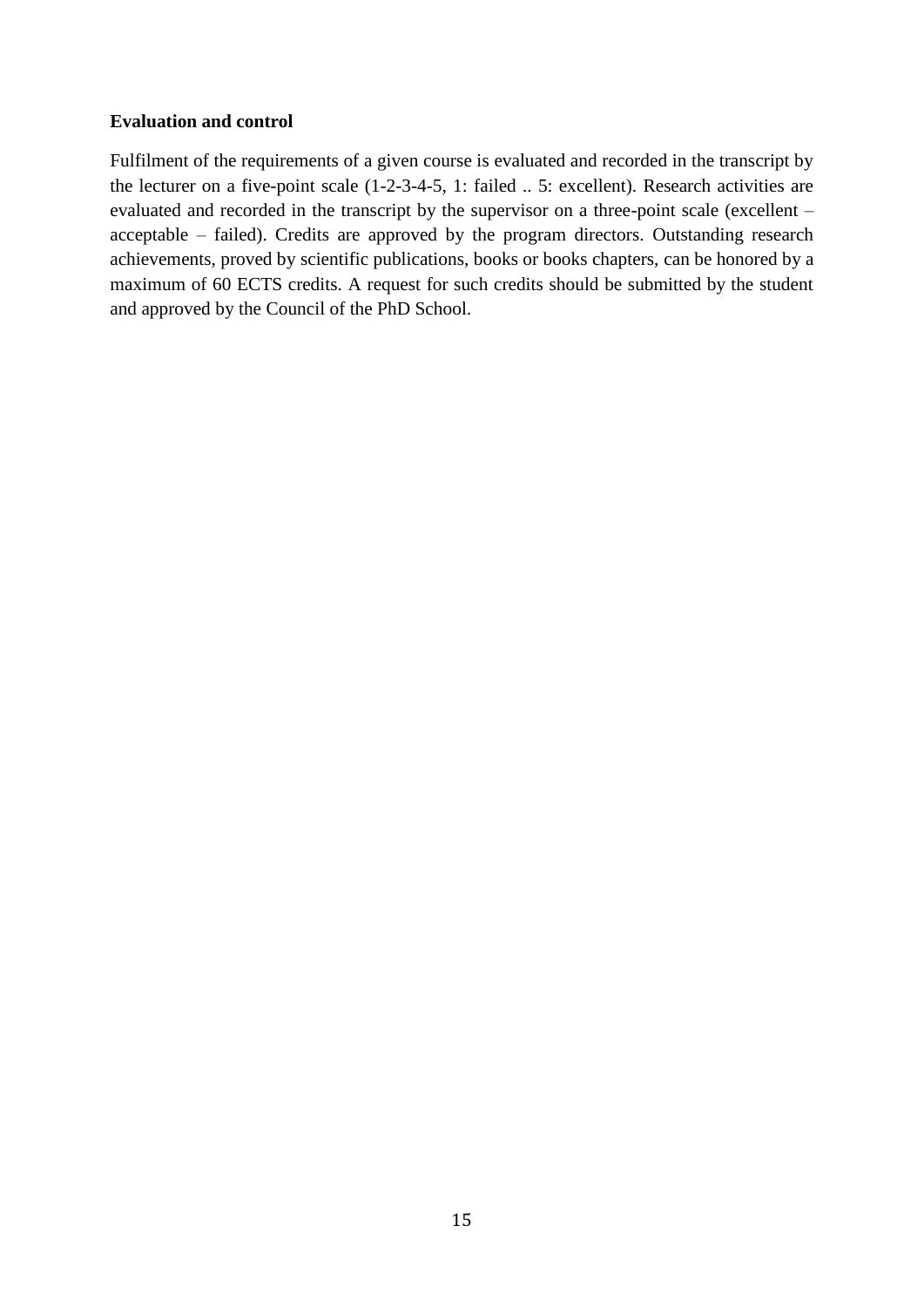**Evaluation and control**

Fulfilment of the requirements of a given course is evaluated and recorded in the transcript by the lecturer on a five-point scale (1-2-3-4-5, 1: failed .. 5: excellent). Research activities are evaluated and recorded in the transcript by the supervisor on a three-point scale (excellent – acceptable – failed). Credits are approved by the program directors. Outstanding research achievements, proved by scientific publications, books or books chapters, can be honored by a maximum of 60 ECTS credits. A request for such credits should be submitted by the student and approved by the Council of the PhD School.